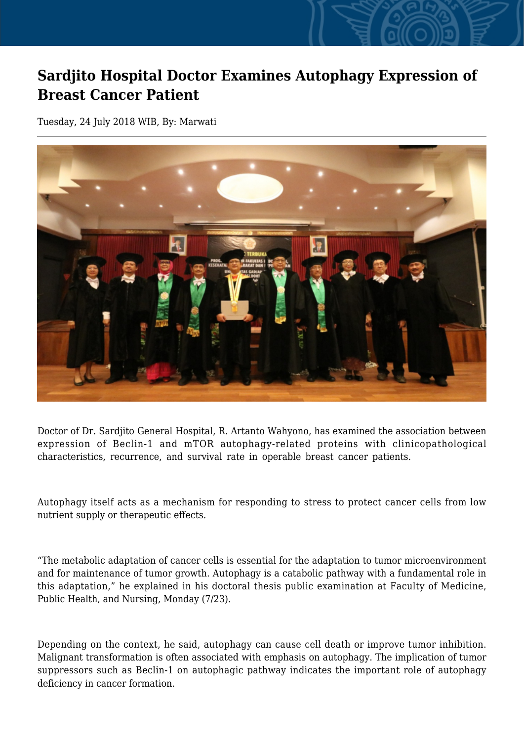# Sardjito Hospital Doctor Examines Autophagy Expression of Breast Cancer Patient

Tuesday, 24 July 2018 WIB, By: Marwati

Doctor of Dr. Sardjito General Hospital, R. Artanto Wahyono, has examined the association between expression of Beclin-1 and mTOR autophagy-related proteins with clinicopathological characteristics, recurrence, and survival rate in operable breast cancer patients.

Autophagy itself acts as a mechanism for responding to stress to protect cancer cells from low nutrient supply or therapeutic effects.

"The metabolic adaptation of cancer cells is essential for the adaptation to tumor microenvironment and for maintenance of tumor growth. Autophagy is a catabolic pathway with a fundamental role in this adaptation," he explained in his doctoral thesis public examination at Faculty of Medicine, Public Health, and Nursing, Monday (7/23).

Depending on the context, he said, autophagy can cause cell death or improve tumor inhibition. Malignant transformation is often associated with emphasis on autophagy. The implication of tumor suppressors such as Beclin-1 on autophagic pathway indicates the important role of autophagy deficiency in cancer formation.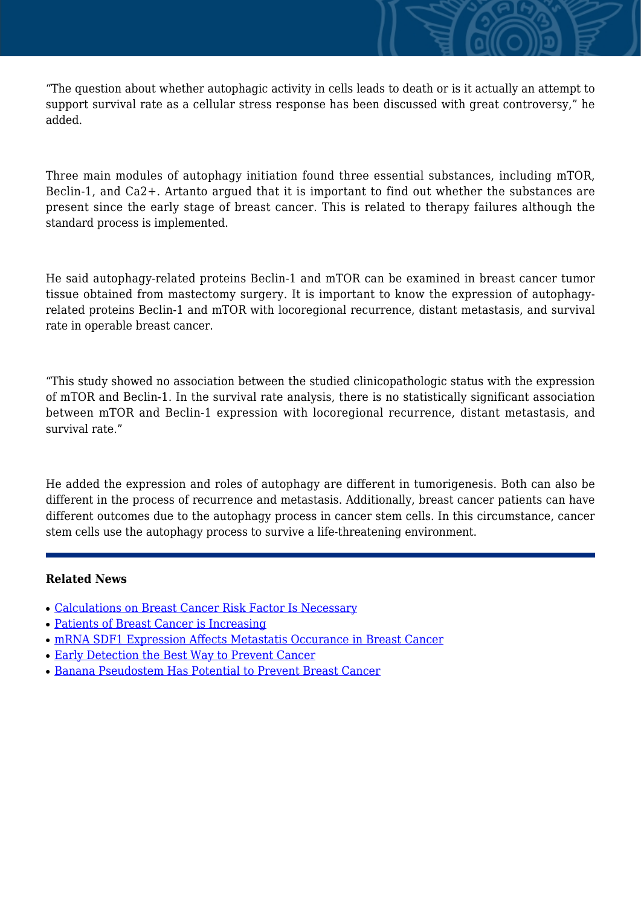"The question about whether autophagic activity in cells leads to death or is it actually an attempt to support survival rate as a cellular stress response has been discussed with great controversy," he added.

Three main modules of autophagy initiation found three essential substances, including mTOR, Beclin-1, and $Ca^{2+}$. Artanto argued that it is important to find out whether the substances are present since the early stage of breast cancer. This is related to therapy failures although the standard process is implemented.

He said autophagy-related proteins Beclin-1 and mTOR can be examined in breast cancer tumor tissue obtained from mastectomy surgery. It is important to know the expression of autophagy-related proteins Beclin-1 and mTOR with locoregional recurrence, distant metastasis, and survival rate in operable breast cancer.

"This study showed no association between the studied clinicopathologic status with the expression of mTOR and Beclin-1. In the survival rate analysis, there is no statistically significant association between mTOR and Beclin-1 expression with locoregional recurrence, distant metastasis, and survival rate."

He added the expression and roles of autophagy are different in tumorigenesis. Both can also be different in the process of recurrence and metastasis. Additionally, breast cancer patients can have different outcomes due to the autophagy process in cancer stem cells. In this circumstance, cancer stem cells use the autophagy process to survive a life-threatening environment.

---

**Related News**

- Calculations on Breast Cancer Risk Factor Is Necessary
- Patients of Breast Cancer is Increasing
- mRNA SDF1 Expression Affects Metastatis Occurance in Breast Cancer
- Early Detection the Best Way to Prevent Cancer
- Banana Pseudostem Has Potential to Prevent Breast Cancer